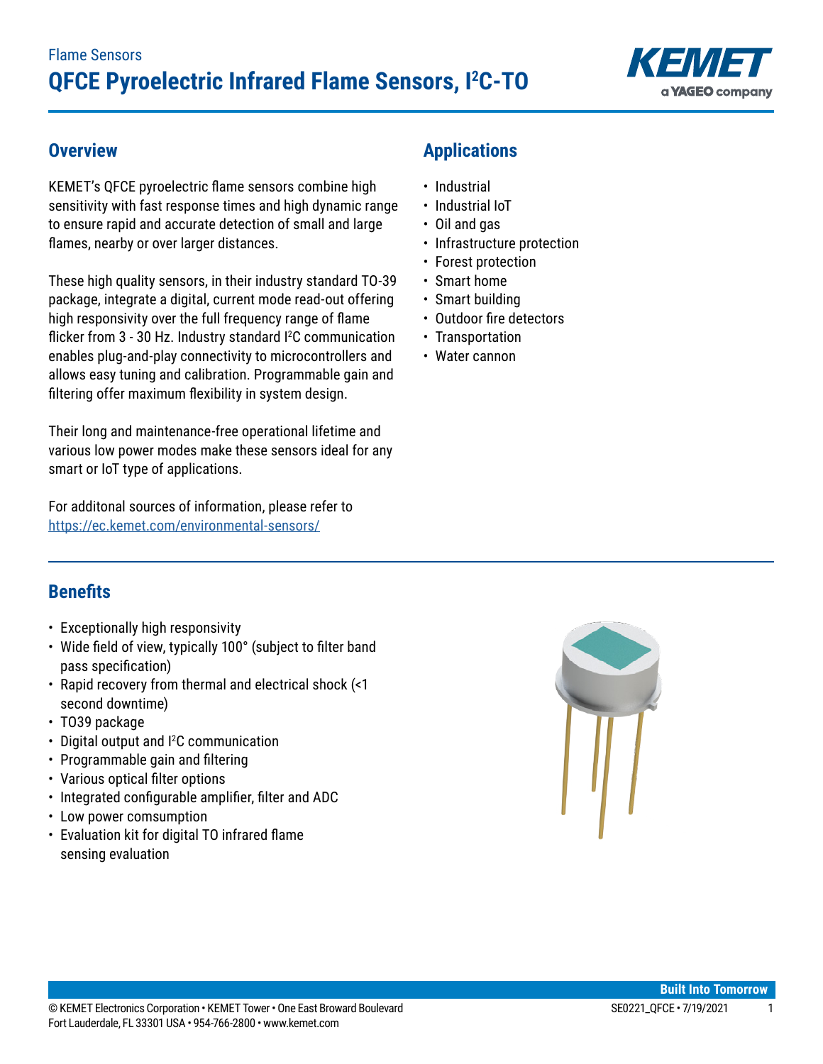Flame Sensors

# QFCE Pyroelectric Infrared Flame Sensors, I²C-TO

## Overview

KEMET's QFCE pyroelectric flame sensors combine high sensitivity with fast response times and high dynamic range to ensure rapid and accurate detection of small and large flames, nearby or over larger distances.

These high quality sensors, in their industry standard TO-39 package, integrate a digital, current mode read-out offering high responsivity over the full frequency range of flame flicker from 3 - 30 Hz. Industry standard I²C communication enables plug-and-play connectivity to microcontrollers and allows easy tuning and calibration. Programmable gain and filtering offer maximum flexibility in system design.

Their long and maintenance-free operational lifetime and various low power modes make these sensors ideal for any smart or IoT type of applications.

For additonal sources of information, please refer to https://ec.kemet.com/environmental-sensors/

## Applications

- Industrial
- Industrial IoT
- Oil and gas
- Infrastructure protection
- Forest protection
- Smart home
- Smart building
- Outdoor fire detectors
- Transportation
- Water cannon

## Benefits

- Exceptionally high responsivity
- Wide field of view, typically 100° (subject to filter band pass specification)
- Rapid recovery from thermal and electrical shock (<1 second downtime)
- TO39 package
- Digital output and I²C communication
- Programmable gain and filtering
- Various optical filter options
- Integrated configurable amplifier, filter and ADC
- Low power comsumption
- Evaluation kit for digital TO infrared flame sensing evaluation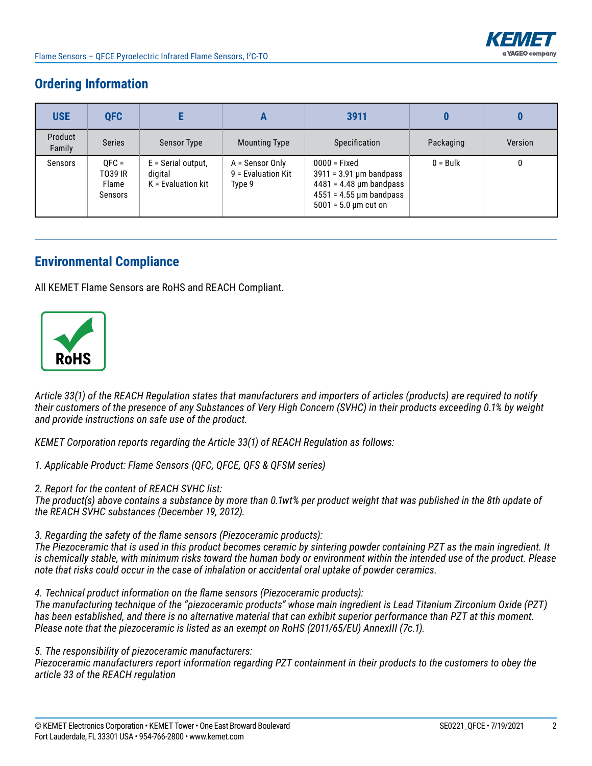## Ordering Information

| USE | QFC | E | A | 3911 | 0 | 0 |
|---|---|---|---|---|---|---|
| Product Family | Series | Sensor Type | Mounting Type | Specification | Packaging | Version |
| Sensors | QFC = TO39 IR Flame Sensors | E = Serial output, digital<br>K = Evaluation kit | A = Sensor Only<br>9 = Evaluation Kit Type 9 | 0000 = Fixed<br>3911 = 3.91 µm bandpass<br>4481 = 4.48 µm bandpass<br>4551 = 4.55 µm bandpass<br>5001 = 5.0 µm cut on | 0 = Bulk | 0 |

## Environmental Compliance

All KEMET Flame Sensors are RoHS and REACH Compliant.

RoHS

*Article 33(1) of the REACH Regulation states that manufacturers and importers of articles (products) are required to notify their customers of the presence of any Substances of Very High Concern (SVHC) in their products exceeding 0.1% by weight and provide instructions on safe use of the product.*

*KEMET Corporation reports regarding the Article 33(1) of REACH Regulation as follows:*

*1. Applicable Product: Flame Sensors (QFC, QFCE, QFS & QFSM series)*

*2. Report for the content of REACH SVHC list:*
*The product(s) above contains a substance by more than 0.1wt% per product weight that was published in the 8th update of the REACH SVHC substances (December 19, 2012).*

*3. Regarding the safety of the flame sensors (Piezoceramic products):*
*The Piezoceramic that is used in this product becomes ceramic by sintering powder containing PZT as the main ingredient. It is chemically stable, with minimum risks toward the human body or environment within the intended use of the product. Please note that risks could occur in the case of inhalation or accidental oral uptake of powder ceramics.*

*4. Technical product information on the flame sensors (Piezoceramic products):*
*The manufacturing technique of the "piezoceramic products" whose main ingredient is Lead Titanium Zirconium Oxide (PZT) has been established, and there is no alternative material that can exhibit superior performance than PZT at this moment. Please note that the piezoceramic is listed as an exempt on RoHS (2011/65/EU) AnnexIII (7c.1).*

*5. The responsibility of piezoceramic manufacturers:*
*Piezoceramic manufacturers report information regarding PZT containment in their products to the customers to obey the article 33 of the REACH regulation*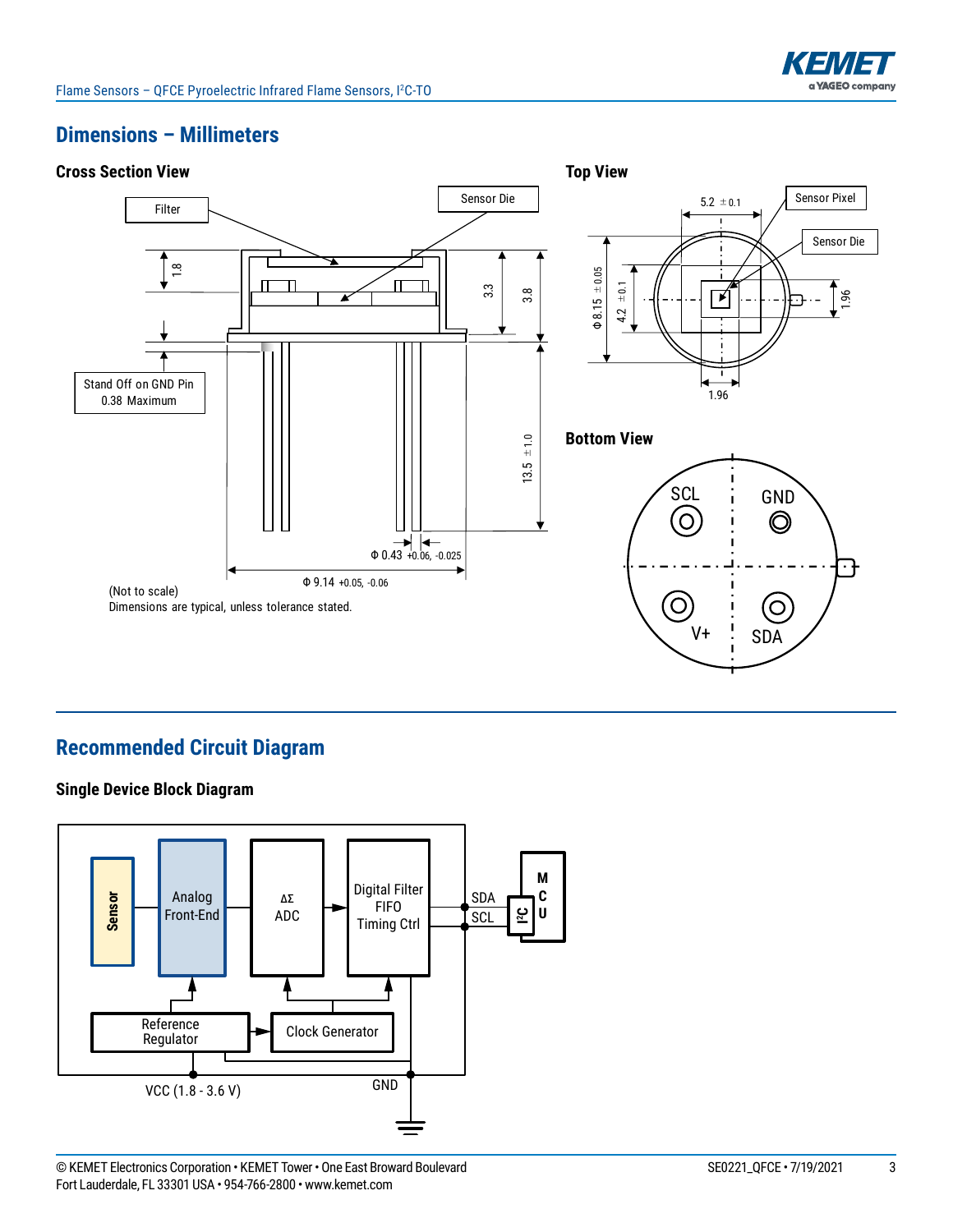## Dimensions – Millimeters

### Cross Section View

Filter

Sensor Die

1.8

3.3

3.8

Stand Off on GND Pin
0.38 Maximum

13.5 ±1.0

Φ 0.43 +0.06, -0.025

Φ 9.14 +0.05, -0.06

(Not to scale)
Dimensions are typical, unless tolerance stated.

### Top View

5.2 ±0.1

Sensor Pixel

Sensor Die

Φ 8.15 ±0.05

4.2 ±0.1

1.96

1.96

### Bottom View

SCL GND

V+ SDA

## Recommended Circuit Diagram

### Single Device Block Diagram

Sensor

Analog Front-End

ΔΣ ADC

Digital Filter FIFO Timing Ctrl

SDA

SCL

I²C

MCU

Reference Regulator

Clock Generator

VCC (1.8 - 3.6 V)

GND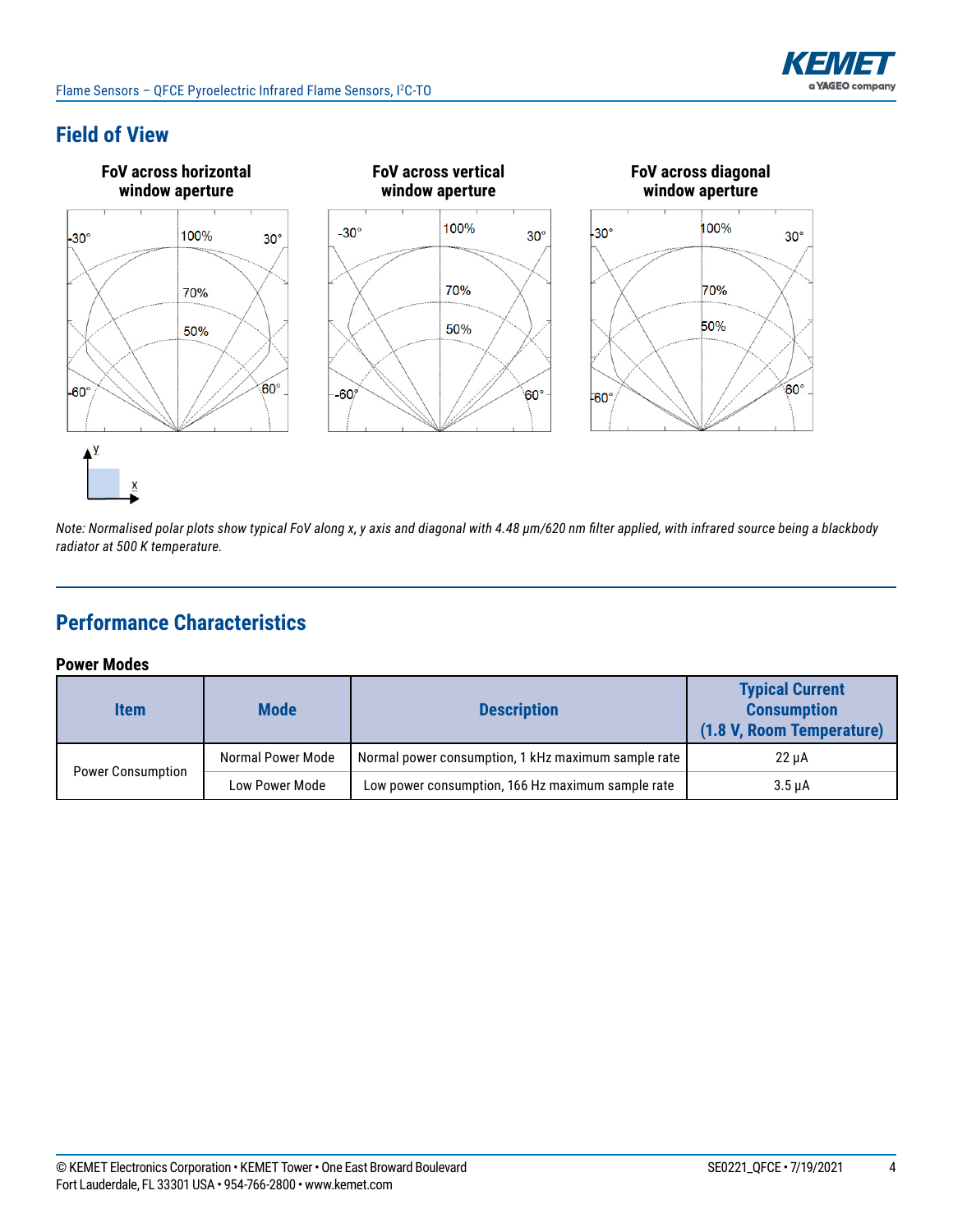## Field of View

**FoV across horizontal window aperture**

**FoV across vertical window aperture**

**FoV across diagonal window aperture**

*Note: Normalised polar plots show typical FoV along x, y axis and diagonal with 4.48 µm/620 nm filter applied, with infrared source being a blackbody radiator at 500 K temperature.*

## Performance Characteristics

### Power Modes

| Item | Mode | Description | Typical Current Consumption (1.8 V, Room Temperature) |
|---|---|---|---|
| Power Consumption | Normal Power Mode | Normal power consumption, 1 kHz maximum sample rate | 22 µA |
| | Low Power Mode | Low power consumption, 166 Hz maximum sample rate | 3.5 µA |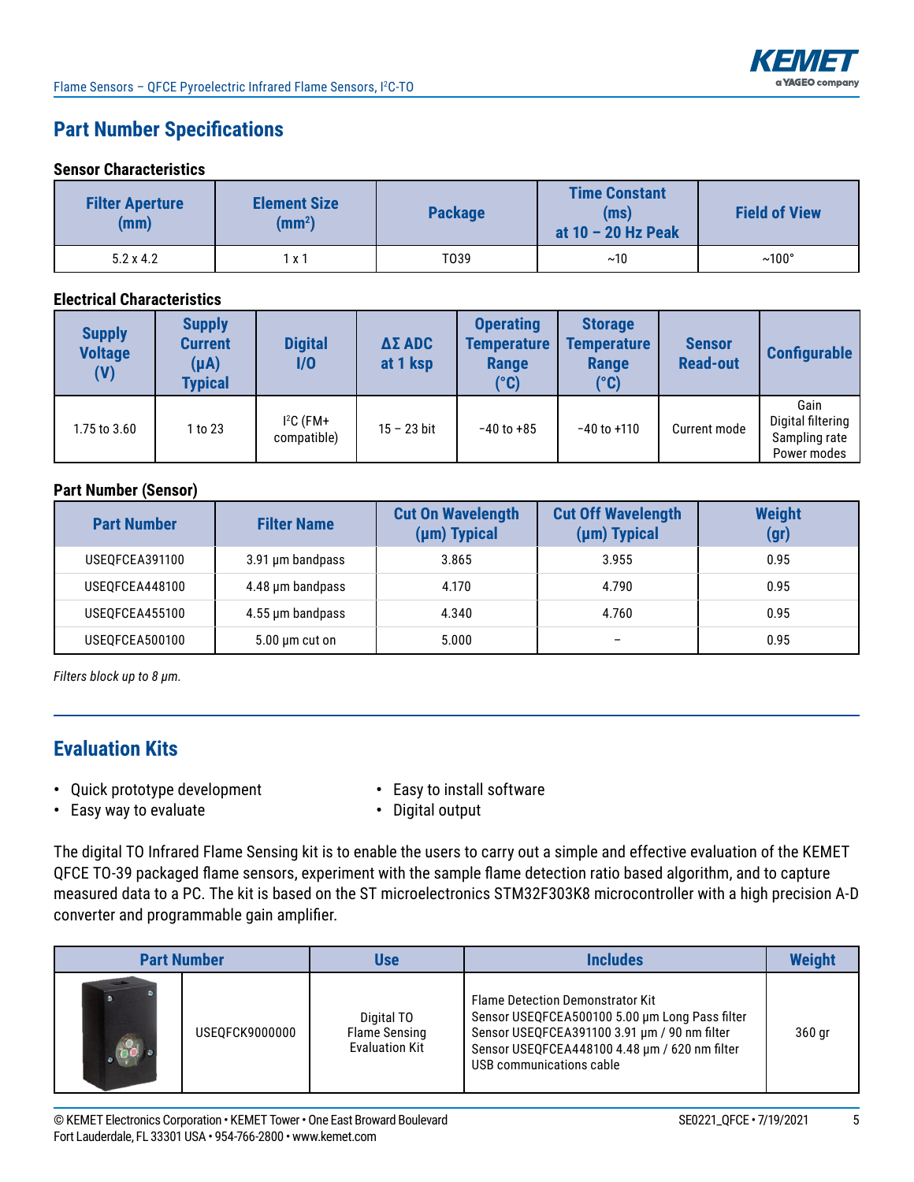## Part Number Specifications

### Sensor Characteristics

| Filter Aperture (mm) | Element Size ($mm^2$) | Package | Time Constant (ms) at 10 – 20 Hz Peak | Field of View |
|---|---|---|---|---|
| 5.2 x 4.2 | 1 x 1 | TO39 | ~10 | ~100° |

### Electrical Characteristics

| Supply Voltage (V) | Supply Current (µA) Typical | Digital I/O | ΔΣ ADC at 1 ksp | Operating Temperature Range (°C) | Storage Temperature Range (°C) | Sensor Read-out | Configurable |
|---|---|---|---|---|---|---|---|
| 1.75 to 3.60 | 1 to 23 | I²C (FM+ compatible) | 15 – 23 bit | −40 to +85 | −40 to +110 | Current mode | Gain<br>Digital filtering<br>Sampling rate<br>Power modes |

### Part Number (Sensor)

| Part Number | Filter Name | Cut On Wavelength (µm) Typical | Cut Off Wavelength (µm) Typical | Weight (gr) |
|---|---|---|---|---|
| USEQFCEA391100 | 3.91 µm bandpass | 3.865 | 3.955 | 0.95 |
| USEQFCEA448100 | 4.48 µm bandpass | 4.170 | 4.790 | 0.95 |
| USEQFCEA455100 | 4.55 µm bandpass | 4.340 | 4.760 | 0.95 |
| USEQFCEA500100 | 5.00 µm cut on | 5.000 | – | 0.95 |

*Filters block up to 8 µm.*

## Evaluation Kits

- Quick prototype development
- Easy way to evaluate
- Easy to install software
- Digital output

The digital TO Infrared Flame Sensing kit is to enable the users to carry out a simple and effective evaluation of the KEMET QFCE TO-39 packaged flame sensors, experiment with the sample flame detection ratio based algorithm, and to capture measured data to a PC. The kit is based on the ST microelectronics STM32F303K8 microcontroller with a high precision A-D converter and programmable gain amplifier.

| Part Number | | Use | Includes | Weight |
|---|---|---|---|---|
| | USEQFCK9000000 | Digital TO Flame Sensing Evaluation Kit | Flame Detection Demonstrator Kit<br>Sensor USEQFCEA500100 5.00 µm Long Pass filter<br>Sensor USEQFCEA391100 3.91 µm / 90 nm filter<br>Sensor USEQFCEA448100 4.48 µm / 620 nm filter<br>USB communications cable | 360 gr |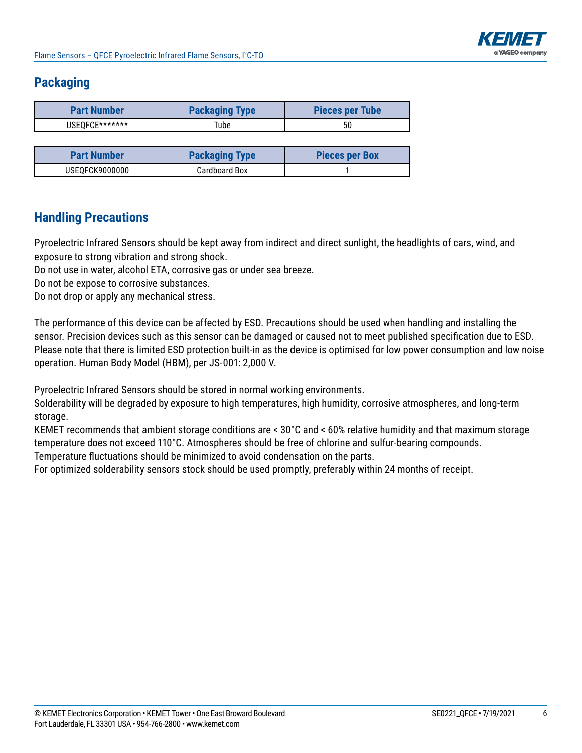## Packaging

| Part Number | Packaging Type | Pieces per Tube |
|---|---|---|
| USEQFCE******* | Tube | 50 |

| Part Number | Packaging Type | Pieces per Box |
|---|---|---|
| USEQFCK9000000 | Cardboard Box | 1 |

## Handling Precautions

Pyroelectric Infrared Sensors should be kept away from indirect and direct sunlight, the headlights of cars, wind, and exposure to strong vibration and strong shock.
Do not use in water, alcohol ETA, corrosive gas or under sea breeze.
Do not be expose to corrosive substances.
Do not drop or apply any mechanical stress.

The performance of this device can be affected by ESD. Precautions should be used when handling and installing the sensor. Precision devices such as this sensor can be damaged or caused not to meet published specification due to ESD. Please note that there is limited ESD protection built-in as the device is optimised for low power consumption and low noise operation. Human Body Model (HBM), per JS-001: 2,000 V.

Pyroelectric Infrared Sensors should be stored in normal working environments.
Solderability will be degraded by exposure to high temperatures, high humidity, corrosive atmospheres, and long-term storage.
KEMET recommends that ambient storage conditions are < 30°C and < 60% relative humidity and that maximum storage temperature does not exceed 110°C. Atmospheres should be free of chlorine and sulfur-bearing compounds.
Temperature fluctuations should be minimized to avoid condensation on the parts.
For optimized solderability sensors stock should be used promptly, preferably within 24 months of receipt.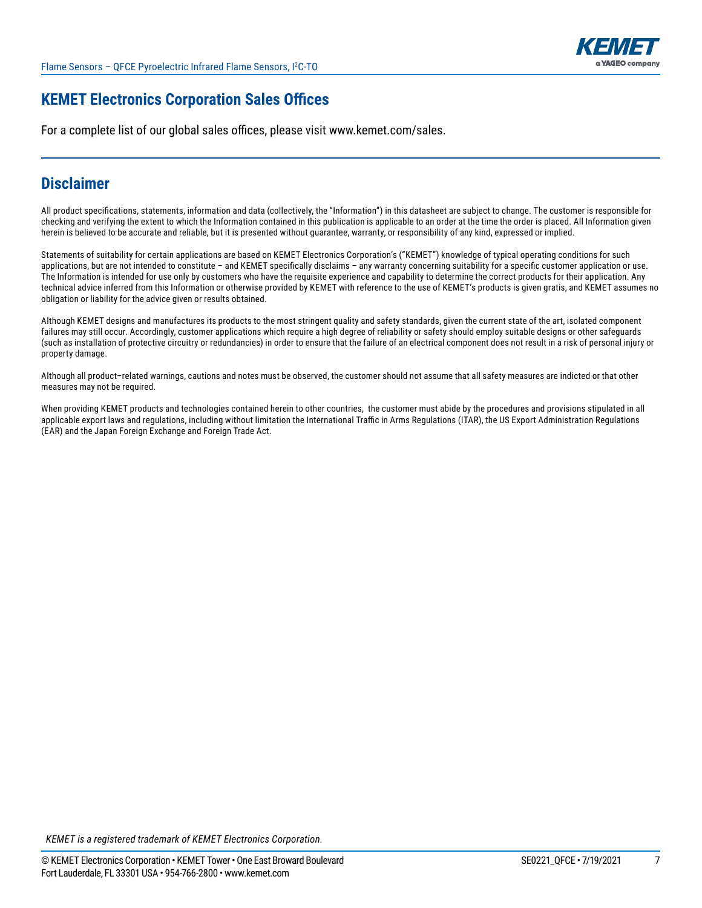## KEMET Electronics Corporation Sales Offices

For a complete list of our global sales offices, please visit www.kemet.com/sales.

## Disclaimer

All product specifications, statements, information and data (collectively, the "Information") in this datasheet are subject to change. The customer is responsible for checking and verifying the extent to which the Information contained in this publication is applicable to an order at the time the order is placed. All Information given herein is believed to be accurate and reliable, but it is presented without guarantee, warranty, or responsibility of any kind, expressed or implied.

Statements of suitability for certain applications are based on KEMET Electronics Corporation's ("KEMET") knowledge of typical operating conditions for such applications, but are not intended to constitute – and KEMET specifically disclaims – any warranty concerning suitability for a specific customer application or use. The Information is intended for use only by customers who have the requisite experience and capability to determine the correct products for their application. Any technical advice inferred from this Information or otherwise provided by KEMET with reference to the use of KEMET's products is given gratis, and KEMET assumes no obligation or liability for the advice given or results obtained.

Although KEMET designs and manufactures its products to the most stringent quality and safety standards, given the current state of the art, isolated component failures may still occur. Accordingly, customer applications which require a high degree of reliability or safety should employ suitable designs or other safeguards (such as installation of protective circuitry or redundancies) in order to ensure that the failure of an electrical component does not result in a risk of personal injury or property damage.

Although all product–related warnings, cautions and notes must be observed, the customer should not assume that all safety measures are indicted or that other measures may not be required.

When providing KEMET products and technologies contained herein to other countries, the customer must abide by the procedures and provisions stipulated in all applicable export laws and regulations, including without limitation the International Traffic in Arms Regulations (ITAR), the US Export Administration Regulations (EAR) and the Japan Foreign Exchange and Foreign Trade Act.

*KEMET is a registered trademark of KEMET Electronics Corporation.*